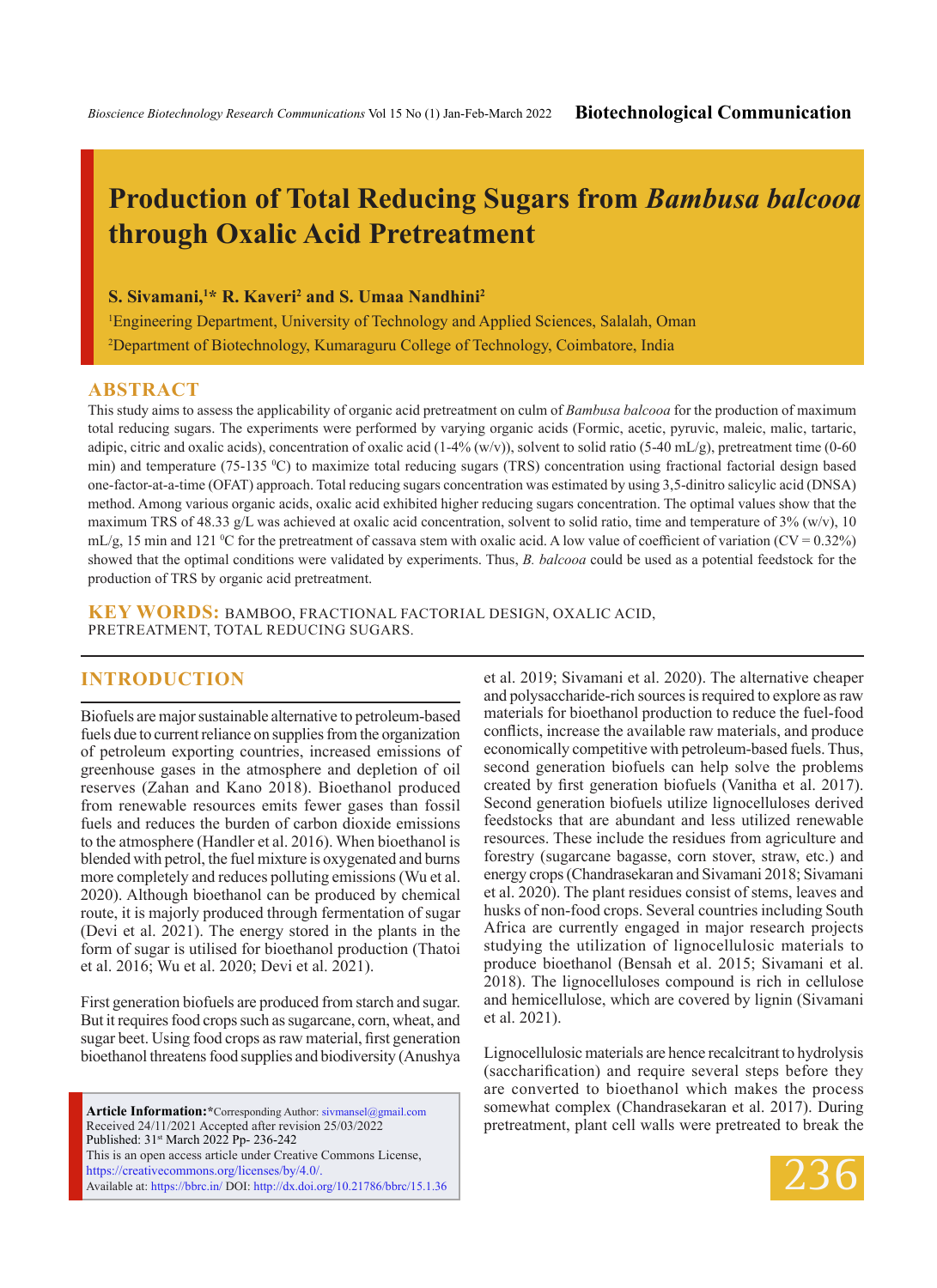# Production of Total Reducing Sugars from *Bambusa balcooa* through Oxalic Acid Pretreatment

**S. Sivamani,[1]* R. Kaveri[2] and S. Umaa Nandhini[2]**

[1]Engineering Department, University of Technology and Applied Sciences, Salalah, Oman

[2]Department of Biotechnology, Kumaraguru College of Technology, Coimbatore, India

## ABSTRACT

This study aims to assess the applicability of organic acid pretreatment on culm of *Bambusa balcooa* for the production of maximum total reducing sugars. The experiments were performed by varying organic acids (Formic, acetic, pyruvic, maleic, malic, tartaric, adipic, citric and oxalic acids), concentration of oxalic acid (1-4% (w/v)), solvent to solid ratio (5-40 mL/g), pretreatment time (0-60 min) and temperature (75-135 $^{0}$C) to maximize total reducing sugars (TRS) concentration using fractional factorial design based one-factor-at-a-time (OFAT) approach. Total reducing sugars concentration was estimated by using 3,5-dinitro salicylic acid (DNSA) method. Among various organic acids, oxalic acid exhibited higher reducing sugars concentration. The optimal values show that the maximum TRS of 48.33 g/L was achieved at oxalic acid concentration, solvent to solid ratio, time and temperature of 3% (w/v), 10 mL/g, 15 min and 121 $^{0}$C for the pretreatment of cassava stem with oxalic acid. A low value of coefficient of variation (CV = 0.32%) showed that the optimal conditions were validated by experiments. Thus, *B. balcooa* could be used as a potential feedstock for the production of TRS by organic acid pretreatment.

**KEY WORDS:** BAMBOO, FRACTIONAL FACTORIAL DESIGN, OXALIC ACID, PRETREATMENT, TOTAL REDUCING SUGARS.

## INTRODUCTION

Biofuels are major sustainable alternative to petroleum-based fuels due to current reliance on supplies from the organization of petroleum exporting countries, increased emissions of greenhouse gases in the atmosphere and depletion of oil reserves (Zahan and Kano 2018). Bioethanol produced from renewable resources emits fewer gases than fossil fuels and reduces the burden of carbon dioxide emissions to the atmosphere (Handler et al. 2016). When bioethanol is blended with petrol, the fuel mixture is oxygenated and burns more completely and reduces polluting emissions (Wu et al. 2020). Although bioethanol can be produced by chemical route, it is majorly produced through fermentation of sugar (Devi et al. 2021). The energy stored in the plants in the form of sugar is utilised for bioethanol production (Thatoi et al. 2016; Wu et al. 2020; Devi et al. 2021).

First generation biofuels are produced from starch and sugar. But it requires food crops such as sugarcane, corn, wheat, and sugar beet. Using food crops as raw material, first generation bioethanol threatens food supplies and biodiversity (Anushya et al. 2019; Sivamani et al. 2020). The alternative cheaper and polysaccharide-rich sources is required to explore as raw materials for bioethanol production to reduce the fuel-food conflicts, increase the available raw materials, and produce economically competitive with petroleum-based fuels. Thus, second generation biofuels can help solve the problems created by first generation biofuels (Vanitha et al. 2017). Second generation biofuels utilize lignocelluloses derived feedstocks that are abundant and less utilized renewable resources. These include the residues from agriculture and forestry (sugarcane bagasse, corn stover, straw, etc.) and energy crops (Chandrasekaran and Sivamani 2018; Sivamani et al. 2020). The plant residues consist of stems, leaves and husks of non-food crops. Several countries including South Africa are currently engaged in major research projects studying the utilization of lignocellulosic materials to produce bioethanol (Bensah et al. 2015; Sivamani et al. 2018). The lignocelluloses compound is rich in cellulose and hemicellulose, which are covered by lignin (Sivamani et al. 2021).

Lignocellulosic materials are hence recalcitrant to hydrolysis (saccharification) and require several steps before they are converted to bioethanol which makes the process somewhat complex (Chandrasekaran et al. 2017). During pretreatment, plant cell walls were pretreated to break the

**Article Information:***Corresponding Author: sivmansel@gmail.com
Received 24/11/2021 Accepted after revision 25/03/2022
Published: 31st March 2022 Pp- 236-242
This is an open access article under Creative Commons License, https://creativecommons.org/licenses/by/4.0/.
Available at: https://bbrc.in/ DOI: http://dx.doi.org/10.21786/bbrc/15.1.36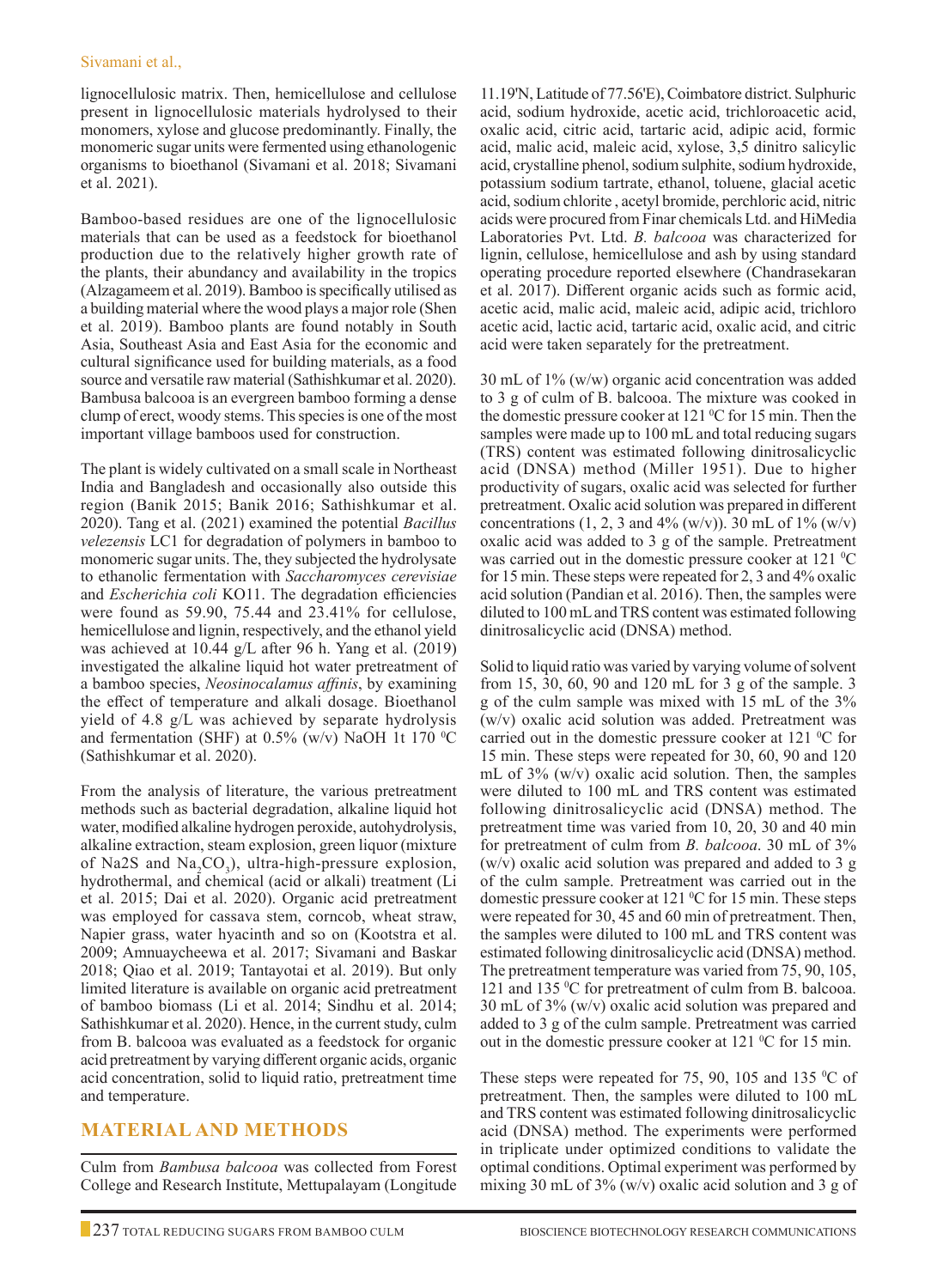lignocellulosic matrix. Then, hemicellulose and cellulose present in lignocellulosic materials hydrolysed to their monomers, xylose and glucose predominantly. Finally, the monomeric sugar units were fermented using ethanologenic organisms to bioethanol (Sivamani et al. 2018; Sivamani et al. 2021).

Bamboo-based residues are one of the lignocellulosic materials that can be used as a feedstock for bioethanol production due to the relatively higher growth rate of the plants, their abundancy and availability in the tropics (Alzagameem et al. 2019). Bamboo is specifically utilised as a building material where the wood plays a major role (Shen et al. 2019). Bamboo plants are found notably in South Asia, Southeast Asia and East Asia for the economic and cultural significance used for building materials, as a food source and versatile raw material (Sathishkumar et al. 2020). Bambusa balcooa is an evergreen bamboo forming a dense clump of erect, woody stems. This species is one of the most important village bamboos used for construction.

The plant is widely cultivated on a small scale in Northeast India and Bangladesh and occasionally also outside this region (Banik 2015; Banik 2016; Sathishkumar et al. 2020). Tang et al. (2021) examined the potential *Bacillus velezensis* LC1 for degradation of polymers in bamboo to monomeric sugar units. The, they subjected the hydrolysate to ethanolic fermentation with *Saccharomyces cerevisiae* and *Escherichia coli* KO11. The degradation efficiencies were found as 59.90, 75.44 and 23.41% for cellulose, hemicellulose and lignin, respectively, and the ethanol yield was achieved at 10.44 g/L after 96 h. Yang et al. (2019) investigated the alkaline liquid hot water pretreatment of a bamboo species, *Neosinocalamus affinis*, by examining the effect of temperature and alkali dosage. Bioethanol yield of 4.8 g/L was achieved by separate hydrolysis and fermentation (SHF) at 0.5% (w/v) NaOH 1t 170 $^{0}$C (Sathishkumar et al. 2020).

From the analysis of literature, the various pretreatment methods such as bacterial degradation, alkaline liquid hot water, modified alkaline hydrogen peroxide, autohydrolysis, alkaline extraction, steam explosion, green liquor (mixture of Na2S and $Na_2CO_3$), ultra-high-pressure explosion, hydrothermal, and chemical (acid or alkali) treatment (Li et al. 2015; Dai et al. 2020). Organic acid pretreatment was employed for cassava stem, corncob, wheat straw, Napier grass, water hyacinth and so on (Kootstra et al. 2009; Amnuaycheewa et al. 2017; Sivamani and Baskar 2018; Qiao et al. 2019; Tantayotai et al. 2019). But only limited literature is available on organic acid pretreatment of bamboo biomass (Li et al. 2014; Sindhu et al. 2014; Sathishkumar et al. 2020). Hence, in the current study, culm from B. balcooa was evaluated as a feedstock for organic acid pretreatment by varying different organic acids, organic acid concentration, solid to liquid ratio, pretreatment time and temperature.

## MATERIAL AND METHODS

Culm from *Bambusa balcooa* was collected from Forest College and Research Institute, Mettupalayam (Longitude 11.19'N, Latitude of 77.56'E), Coimbatore district. Sulphuric acid, sodium hydroxide, acetic acid, trichloroacetic acid, oxalic acid, citric acid, tartaric acid, adipic acid, formic acid, malic acid, maleic acid, xylose, 3,5 dinitro salicylic acid, crystalline phenol, sodium sulphite, sodium hydroxide, potassium sodium tartrate, ethanol, toluene, glacial acetic acid, sodium chlorite , acetyl bromide, perchloric acid, nitric acids were procured from Finar chemicals Ltd. and HiMedia Laboratories Pvt. Ltd. *B. balcooa* was characterized for lignin, cellulose, hemicellulose and ash by using standard operating procedure reported elsewhere (Chandrasekaran et al. 2017). Different organic acids such as formic acid, acetic acid, malic acid, maleic acid, adipic acid, trichloro acetic acid, lactic acid, tartaric acid, oxalic acid, and citric acid were taken separately for the pretreatment.

30 mL of 1% (w/w) organic acid concentration was added to 3 g of culm of B. balcooa. The mixture was cooked in the domestic pressure cooker at 121 $^{0}$C for 15 min. Then the samples were made up to 100 mL and total reducing sugars (TRS) content was estimated following dinitrosalicyclic acid (DNSA) method (Miller 1951). Due to higher productivity of sugars, oxalic acid was selected for further pretreatment. Oxalic acid solution was prepared in different concentrations (1, 2, 3 and 4% (w/v)). 30 mL of 1% (w/v) oxalic acid was added to 3 g of the sample. Pretreatment was carried out in the domestic pressure cooker at 121 $^{0}$C for 15 min. These steps were repeated for 2, 3 and 4% oxalic acid solution (Pandian et al. 2016). Then, the samples were diluted to 100 mL and TRS content was estimated following dinitrosalicyclic acid (DNSA) method.

Solid to liquid ratio was varied by varying volume of solvent from 15, 30, 60, 90 and 120 mL for 3 g of the sample. 3 g of the culm sample was mixed with 15 mL of the 3% (w/v) oxalic acid solution was added. Pretreatment was carried out in the domestic pressure cooker at 121 $^{0}$C for 15 min. These steps were repeated for 30, 60, 90 and 120 mL of 3% (w/v) oxalic acid solution. Then, the samples were diluted to 100 mL and TRS content was estimated following dinitrosalicyclic acid (DNSA) method. The pretreatment time was varied from 10, 20, 30 and 40 min for pretreatment of culm from *B. balcooa*. 30 mL of 3% (w/v) oxalic acid solution was prepared and added to 3 g of the culm sample. Pretreatment was carried out in the domestic pressure cooker at 121 $^{0}$C for 15 min. These steps were repeated for 30, 45 and 60 min of pretreatment. Then, the samples were diluted to 100 mL and TRS content was estimated following dinitrosalicyclic acid (DNSA) method. The pretreatment temperature was varied from 75, 90, 105, 121 and 135 $^{0}$C for pretreatment of culm from B. balcooa. 30 mL of 3% (w/v) oxalic acid solution was prepared and added to 3 g of the culm sample. Pretreatment was carried out in the domestic pressure cooker at 121 $^{0}$C for 15 min.

These steps were repeated for 75, 90, 105 and 135 $^{0}$C of pretreatment. Then, the samples were diluted to 100 mL and TRS content was estimated following dinitrosalicyclic acid (DNSA) method. The experiments were performed in triplicate under optimized conditions to validate the optimal conditions. Optimal experiment was performed by mixing 30 mL of 3% (w/v) oxalic acid solution and 3 g of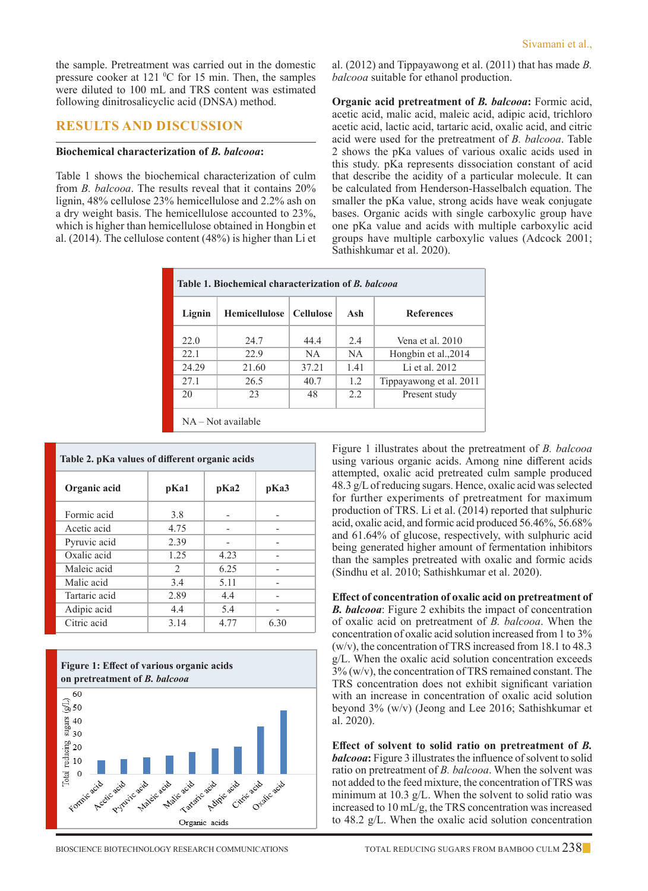the sample. Pretreatment was carried out in the domestic pressure cooker at 121 °C for 15 min. Then, the samples were diluted to 100 mL and TRS content was estimated following dinitrosalicyclic acid (DNSA) method.

## RESULTS AND DISCUSSION

### Biochemical characterization of *B. balcooa*:

Table 1 shows the biochemical characterization of culm from *B. balcooa*. The results reveal that it contains 20% lignin, 48% cellulose 23% hemicellulose and 2.2% ash on a dry weight basis. The hemicellulose accounted to 23%, which is higher than hemicellulose obtained in Hongbin et al. (2014). The cellulose content (48%) is higher than Li et al. (2012) and Tippayawong et al. (2011) that has made *B. balcooa* suitable for ethanol production.

**Organic acid pretreatment of *B. balcooa*:** Formic acid, acetic acid, malic acid, maleic acid, adipic acid, trichloro acetic acid, lactic acid, tartaric acid, oxalic acid, and citric acid were used for the pretreatment of *B. balcooa*. Table 2 shows the pKa values of various oxalic acids used in this study. pKa represents dissociation constant of acid that describe the acidity of a particular molecule. It can be calculated from Henderson-Hasselbalch equation. The smaller the pKa value, strong acids have weak conjugate bases. Organic acids with single carboxylic group have one pKa value and acids with multiple carboxylic acid groups have multiple carboxylic values (Adcock 2001; Sathishkumar et al. 2020).

**Table 1. Biochemical characterization of *B. balcooa***

| Lignin | Hemicellulose | Cellulose | Ash | References |
|---|---|---|---|---|
| 22.0 | 24.7 | 44.4 | 2.4 | Vena et al. 2010 |
| 22.1 | 22.9 | NA | NA | Hongbin et al.,2014 |
| 24.29 | 21.60 | 37.21 | 1.41 | Li et al. 2012 |
| 27.1 | 26.5 | 40.7 | 1.2 | Tippayawong et al. 2011 |
| 20 | 23 | 48 | 2.2 | Present study |

NA – Not available

**Table 2. pKa values of different organic acids**

| Organic acid | pKa1 | pKa2 | pKa3 |
|---|---|---|---|
| Formic acid | 3.8 | - | - |
| Acetic acid | 4.75 | - | - |
| Pyruvic acid | 2.39 | - | - |
| Oxalic acid | 1.25 | 4.23 | - |
| Maleic acid | 2 | 6.25 | - |
| Malic acid | 3.4 | 5.11 | - |
| Tartaric acid | 2.89 | 4.4 | - |
| Adipic acid | 4.4 | 5.4 | - |
| Citric acid | 3.14 | 4.77 | 6.30 |

**Figure 1: Effect of various organic acids on pretreatment of *B. balcooa***

Figure 1 illustrates about the pretreatment of *B. balcooa* using various organic acids. Among nine different acids attempted, oxalic acid pretreated culm sample produced 48.3 g/L of reducing sugars. Hence, oxalic acid was selected for further experiments of pretreatment for maximum production of TRS. Li et al. (2014) reported that sulphuric acid, oxalic acid, and formic acid produced 56.46%, 56.68% and 61.64% of glucose, respectively, with sulphuric acid being generated higher amount of fermentation inhibitors than the samples pretreated with oxalic and formic acids (Sindhu et al. 2010; Sathishkumar et al. 2020).

**Effect of concentration of oxalic acid on pretreatment of *B. balcooa***: Figure 2 exhibits the impact of concentration of oxalic acid on pretreatment of *B. balcooa*. When the concentration of oxalic acid solution increased from 1 to 3% (w/v), the concentration of TRS increased from 18.1 to 48.3 g/L. When the oxalic acid solution concentration exceeds 3% (w/v), the concentration of TRS remained constant. The TRS concentration does not exhibit significant variation with an increase in concentration of oxalic acid solution beyond 3% (w/v) (Jeong and Lee 2016; Sathishkumar et al. 2020).

**Effect of solvent to solid ratio on pretreatment of *B. balcooa*:** Figure 3 illustrates the influence of solvent to solid ratio on pretreatment of *B. balcooa*. When the solvent was not added to the feed mixture, the concentration of TRS was minimum at 10.3 g/L. When the solvent to solid ratio was increased to 10 mL/g, the TRS concentration was increased to 48.2 g/L. When the oxalic acid solution concentration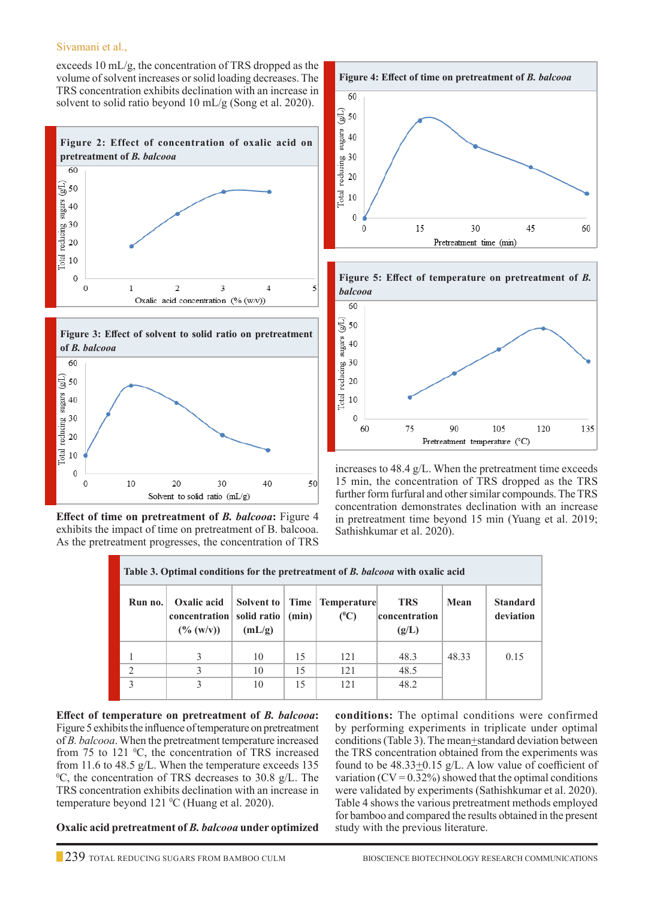exceeds 10 mL/g, the concentration of TRS dropped as the volume of solvent increases or solid loading decreases. The TRS concentration exhibits declination with an increase in solvent to solid ratio beyond 10 mL/g (Song et al. 2020).

**Figure 2: Effect of concentration of oxalic acid on pretreatment of *B. balcooa***

**Figure 3: Effect of solvent to solid ratio on pretreatment of *B. balcooa***

**Effect of time on pretreatment of *B. balcooa*:** Figure 4 exhibits the impact of time on pretreatment of B. balcooa. As the pretreatment progresses, the concentration of TRS increases to 48.4 g/L. When the pretreatment time exceeds 15 min, the concentration of TRS dropped as the TRS further form furfural and other similar compounds. The TRS concentration demonstrates declination with an increase in pretreatment time beyond 15 min (Yuang et al. 2019; Sathishkumar et al. 2020).

**Figure 4: Effect of time on pretreatment of *B. balcooa***

**Figure 5: Effect of temperature on pretreatment of *B. balcooa***

**Table 3. Optimal conditions for the pretreatment of *B. balcooa* with oxalic acid**

| Run no. | Oxalic acid concentration (% (w/v)) | Solvent to solid ratio (mL/g) | Time (min) | Temperature (°C) | TRS concentration (g/L) | Mean | Standard deviation |
|---|---|---|---|---|---|---|---|
| 1 | 3 | 10 | 15 | 121 | 48.3 | 48.33 | 0.15 |
| 2 | 3 | 10 | 15 | 121 | 48.5 | | |
| 3 | 3 | 10 | 15 | 121 | 48.2 | | |

**Effect of temperature on pretreatment of *B. balcooa*:** Figure 5 exhibits the influence of temperature on pretreatment of *B. balcooa*. When the pretreatment temperature increased from 75 to 121 °C, the concentration of TRS increased from 11.6 to 48.5 g/L. When the temperature exceeds 135 °C, the concentration of TRS decreases to 30.8 g/L. The TRS concentration exhibits declination with an increase in temperature beyond 121 °C (Huang et al. 2020).

**Oxalic acid pretreatment of *B. balcooa* under optimized conditions:** The optimal conditions were confirmed by performing experiments in triplicate under optimal conditions (Table 3). The mean±standard deviation between the TRS concentration obtained from the experiments was found to be 48.33±0.15 g/L. A low value of coefficient of variation (CV = 0.32%) showed that the optimal conditions were validated by experiments (Sathishkumar et al. 2020). Table 4 shows the various pretreatment methods employed for bamboo and compared the results obtained in the present study with the previous literature.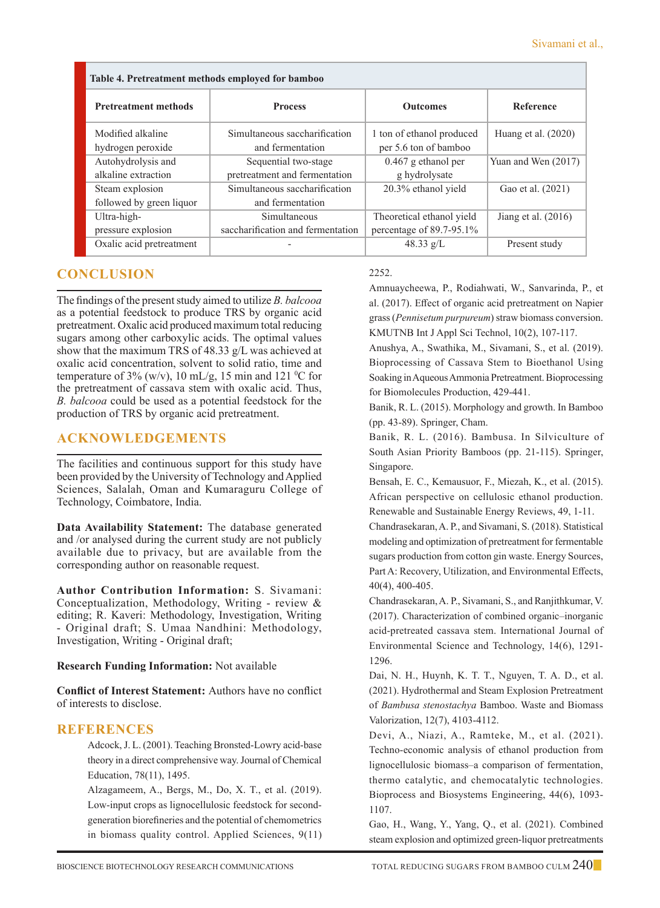**Table 4. Pretreatment methods employed for bamboo**

| Pretreatment methods | Process | Outcomes | Reference |
|---|---|---|---|
| Modified alkaline hydrogen peroxide | Simultaneous saccharification and fermentation | 1 ton of ethanol produced per 5.6 ton of bamboo | Huang et al. (2020) |
| Autohydrolysis and alkaline extraction | Sequential two-stage pretreatment and fermentation | 0.467 g ethanol per g hydrolysate | Yuan and Wen (2017) |
| Steam explosion followed by green liquor | Simultaneous saccharification and fermentation | 20.3% ethanol yield | Gao et al. (2021) |
| Ultra-high-pressure explosion | Simultaneous saccharification and fermentation | Theoretical ethanol yield percentage of 89.7-95.1% | Jiang et al. (2016) |
| Oxalic acid pretreatment | - | 48.33 g/L | Present study |

## CONCLUSION

The findings of the present study aimed to utilize *B. balcooa* as a potential feedstock to produce TRS by organic acid pretreatment. Oxalic acid produced maximum total reducing sugars among other carboxylic acids. The optimal values show that the maximum TRS of 48.33 g/L was achieved at oxalic acid concentration, solvent to solid ratio, time and temperature of 3% (w/v), 10 mL/g, 15 min and 121 $^{0}$C for the pretreatment of cassava stem with oxalic acid. Thus, *B. balcooa* could be used as a potential feedstock for the production of TRS by organic acid pretreatment.

## ACKNOWLEDGEMENTS

The facilities and continuous support for this study have been provided by the University of Technology and Applied Sciences, Salalah, Oman and Kumaraguru College of Technology, Coimbatore, India.

**Data Availability Statement:** The database generated and /or analysed during the current study are not publicly available due to privacy, but are available from the corresponding author on reasonable request.

**Author Contribution Information:** S. Sivamani: Conceptualization, Methodology, Writing - review & editing; R. Kaveri: Methodology, Investigation, Writing - Original draft; S. Umaa Nandhini: Methodology, Investigation, Writing - Original draft;

**Research Funding Information:** Not available

**Conflict of Interest Statement:** Authors have no conflict of interests to disclose.

## REFERENCES

Adcock, J. L. (2001). Teaching Bronsted-Lowry acid-base theory in a direct comprehensive way. Journal of Chemical Education, 78(11), 1495.

Alzagameem, A., Bergs, M., Do, X. T., et al. (2019). Low-input crops as lignocellulosic feedstock for second-generation biorefineries and the potential of chemometrics in biomass quality control. Applied Sciences, 9(11) 2252.

Amnuaycheewa, P., Rodiahwati, W., Sanvarinda, P., et al. (2017). Effect of organic acid pretreatment on Napier grass (*Pennisetum purpureum*) straw biomass conversion. KMUTNB Int J Appl Sci Technol, 10(2), 107-117.

Anushya, A., Swathika, M., Sivamani, S., et al. (2019). Bioprocessing of Cassava Stem to Bioethanol Using Soaking in Aqueous Ammonia Pretreatment. Bioprocessing for Biomolecules Production, 429-441.

Banik, R. L. (2015). Morphology and growth. In Bamboo (pp. 43-89). Springer, Cham.

Banik, R. L. (2016). Bambusa. In Silviculture of South Asian Priority Bamboos (pp. 21-115). Springer, Singapore.

Bensah, E. C., Kemausuor, F., Miezah, K., et al. (2015). African perspective on cellulosic ethanol production. Renewable and Sustainable Energy Reviews, 49, 1-11.

Chandrasekaran, A. P., and Sivamani, S. (2018). Statistical modeling and optimization of pretreatment for fermentable sugars production from cotton gin waste. Energy Sources, Part A: Recovery, Utilization, and Environmental Effects, 40(4), 400-405.

Chandrasekaran, A. P., Sivamani, S., and Ranjithkumar, V. (2017). Characterization of combined organic–inorganic acid-pretreated cassava stem. International Journal of Environmental Science and Technology, 14(6), 1291-1296.

Dai, N. H., Huynh, K. T. T., Nguyen, T. A. D., et al. (2021). Hydrothermal and Steam Explosion Pretreatment of *Bambusa stenostachya* Bamboo. Waste and Biomass Valorization, 12(7), 4103-4112.

Devi, A., Niazi, A., Ramteke, M., et al. (2021). Techno-economic analysis of ethanol production from lignocellulosic biomass–a comparison of fermentation, thermo catalytic, and chemocatalytic technologies. Bioprocess and Biosystems Engineering, 44(6), 1093-1107.

Gao, H., Wang, Y., Yang, Q., et al. (2021). Combined steam explosion and optimized green-liquor pretreatments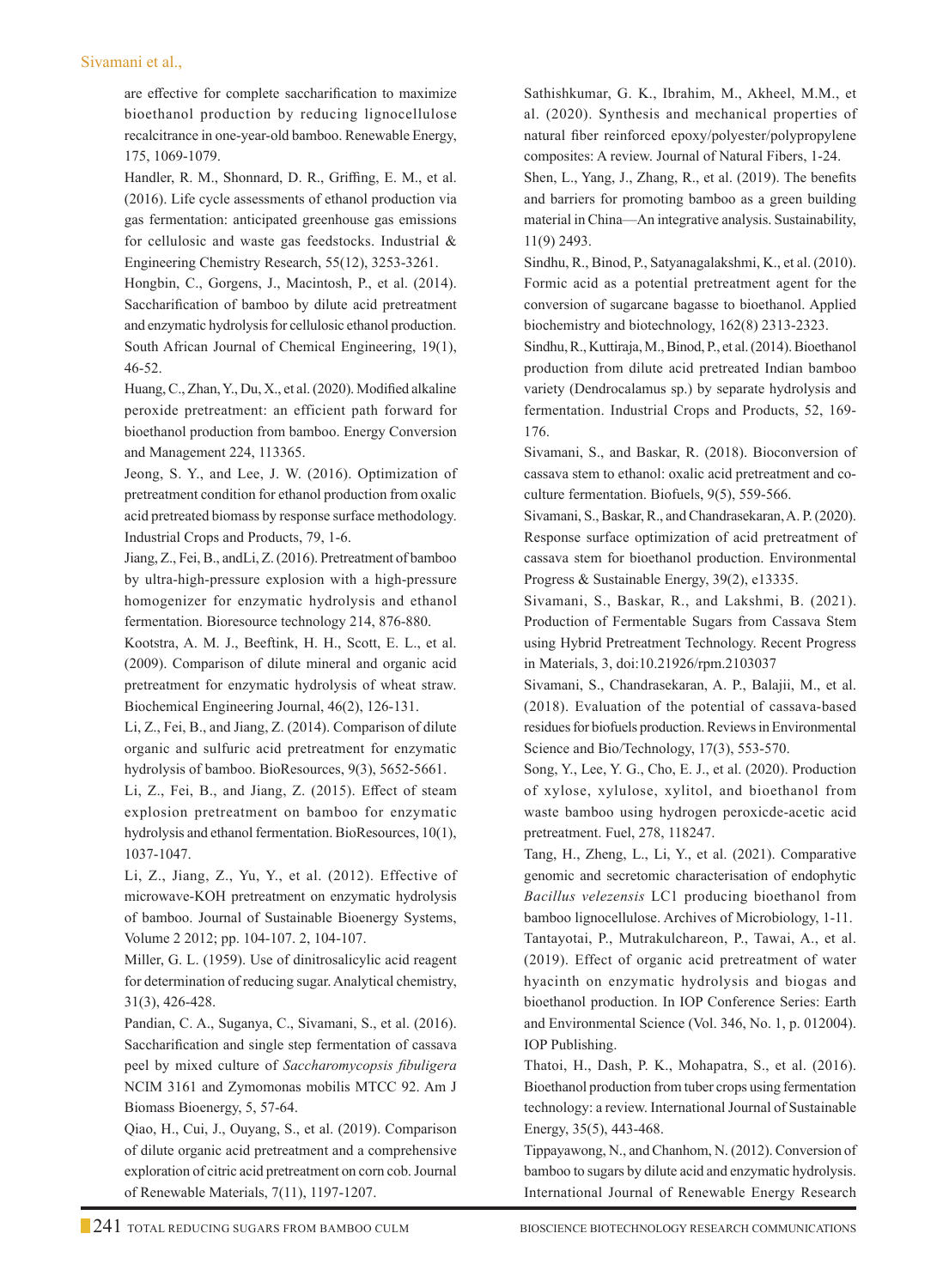are effective for complete saccharification to maximize bioethanol production by reducing lignocellulose recalcitrance in one-year-old bamboo. Renewable Energy, 175, 1069-1079.

Handler, R. M., Shonnard, D. R., Griffing, E. M., et al. (2016). Life cycle assessments of ethanol production via gas fermentation: anticipated greenhouse gas emissions for cellulosic and waste gas feedstocks. Industrial & Engineering Chemistry Research, 55(12), 3253-3261.

Hongbin, C., Gorgens, J., Macintosh, P., et al. (2014). Saccharification of bamboo by dilute acid pretreatment and enzymatic hydrolysis for cellulosic ethanol production. South African Journal of Chemical Engineering, 19(1), 46-52.

Huang, C., Zhan, Y., Du, X., et al. (2020). Modified alkaline peroxide pretreatment: an efficient path forward for bioethanol production from bamboo. Energy Conversion and Management 224, 113365.

Jeong, S. Y., and Lee, J. W. (2016). Optimization of pretreatment condition for ethanol production from oxalic acid pretreated biomass by response surface methodology. Industrial Crops and Products, 79, 1-6.

Jiang, Z., Fei, B., andLi, Z. (2016). Pretreatment of bamboo by ultra-high-pressure explosion with a high-pressure homogenizer for enzymatic hydrolysis and ethanol fermentation. Bioresource technology 214, 876-880.

Kootstra, A. M. J., Beeftink, H. H., Scott, E. L., et al. (2009). Comparison of dilute mineral and organic acid pretreatment for enzymatic hydrolysis of wheat straw. Biochemical Engineering Journal, 46(2), 126-131.

Li, Z., Fei, B., and Jiang, Z. (2014). Comparison of dilute organic and sulfuric acid pretreatment for enzymatic hydrolysis of bamboo. BioResources, 9(3), 5652-5661.

Li, Z., Fei, B., and Jiang, Z. (2015). Effect of steam explosion pretreatment on bamboo for enzymatic hydrolysis and ethanol fermentation. BioResources, 10(1), 1037-1047.

Li, Z., Jiang, Z., Yu, Y., et al. (2012). Effective of microwave-KOH pretreatment on enzymatic hydrolysis of bamboo. Journal of Sustainable Bioenergy Systems, Volume 2 2012; pp. 104-107. 2, 104-107.

Miller, G. L. (1959). Use of dinitrosalicylic acid reagent for determination of reducing sugar. Analytical chemistry, 31(3), 426-428.

Pandian, C. A., Suganya, C., Sivamani, S., et al. (2016). Saccharification and single step fermentation of cassava peel by mixed culture of *Saccharomycopsis fibuligera* NCIM 3161 and Zymomonas mobilis MTCC 92. Am J Biomass Bioenergy, 5, 57-64.

Qiao, H., Cui, J., Ouyang, S., et al. (2019). Comparison of dilute organic acid pretreatment and a comprehensive exploration of citric acid pretreatment on corn cob. Journal of Renewable Materials, 7(11), 1197-1207.

Sathishkumar, G. K., Ibrahim, M., Akheel, M.M., et al. (2020). Synthesis and mechanical properties of natural fiber reinforced epoxy/polyester/polypropylene composites: A review. Journal of Natural Fibers, 1-24.

Shen, L., Yang, J., Zhang, R., et al. (2019). The benefits and barriers for promoting bamboo as a green building material in China—An integrative analysis. Sustainability, 11(9) 2493.

Sindhu, R., Binod, P., Satyanagalakshmi, K., et al. (2010). Formic acid as a potential pretreatment agent for the conversion of sugarcane bagasse to bioethanol. Applied biochemistry and biotechnology, 162(8) 2313-2323.

Sindhu, R., Kuttiraja, M., Binod, P., et al. (2014). Bioethanol production from dilute acid pretreated Indian bamboo variety (Dendrocalamus sp.) by separate hydrolysis and fermentation. Industrial Crops and Products, 52, 169-176.

Sivamani, S., and Baskar, R. (2018). Bioconversion of cassava stem to ethanol: oxalic acid pretreatment and co-culture fermentation. Biofuels, 9(5), 559-566.

Sivamani, S., Baskar, R., and Chandrasekaran, A. P. (2020). Response surface optimization of acid pretreatment of cassava stem for bioethanol production. Environmental Progress & Sustainable Energy, 39(2), e13335.

Sivamani, S., Baskar, R., and Lakshmi, B. (2021). Production of Fermentable Sugars from Cassava Stem using Hybrid Pretreatment Technology. Recent Progress in Materials, 3, doi:10.21926/rpm.2103037

Sivamani, S., Chandrasekaran, A. P., Balajii, M., et al. (2018). Evaluation of the potential of cassava-based residues for biofuels production. Reviews in Environmental Science and Bio/Technology, 17(3), 553-570.

Song, Y., Lee, Y. G., Cho, E. J., et al. (2020). Production of xylose, xylulose, xylitol, and bioethanol from waste bamboo using hydrogen peroxicde-acetic acid pretreatment. Fuel, 278, 118247.

Tang, H., Zheng, L., Li, Y., et al. (2021). Comparative genomic and secretomic characterisation of endophytic *Bacillus velezensis* LC1 producing bioethanol from bamboo lignocellulose. Archives of Microbiology, 1-11.

Tantayotai, P., Mutrakulchareon, P., Tawai, A., et al. (2019). Effect of organic acid pretreatment of water hyacinth on enzymatic hydrolysis and biogas and bioethanol production. In IOP Conference Series: Earth and Environmental Science (Vol. 346, No. 1, p. 012004). IOP Publishing.

Thatoi, H., Dash, P. K., Mohapatra, S., et al. (2016). Bioethanol production from tuber crops using fermentation technology: a review. International Journal of Sustainable Energy, 35(5), 443-468.

Tippayawong, N., and Chanhom, N. (2012). Conversion of bamboo to sugars by dilute acid and enzymatic hydrolysis. International Journal of Renewable Energy Research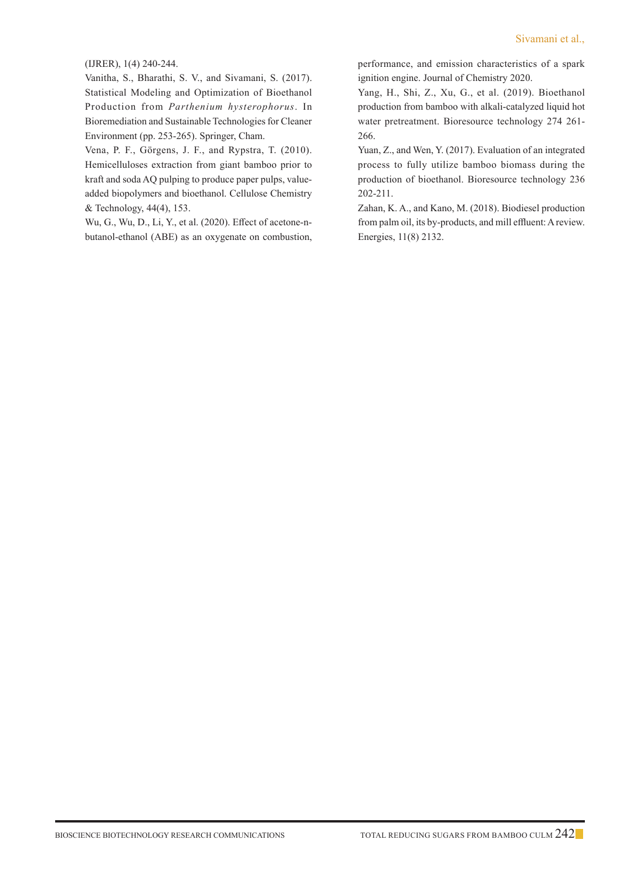(IJRER), 1(4) 240-244.

Vanitha, S., Bharathi, S. V., and Sivamani, S. (2017). Statistical Modeling and Optimization of Bioethanol Production from *Parthenium hysterophorus*. In Bioremediation and Sustainable Technologies for Cleaner Environment (pp. 253-265). Springer, Cham.

Vena, P. F., Görgens, J. F., and Rypstra, T. (2010). Hemicelluloses extraction from giant bamboo prior to kraft and soda AQ pulping to produce paper pulps, value-added biopolymers and bioethanol. Cellulose Chemistry & Technology, 44(4), 153.

Wu, G., Wu, D., Li, Y., et al. (2020). Effect of acetone-n-butanol-ethanol (ABE) as an oxygenate on combustion, performance, and emission characteristics of a spark ignition engine. Journal of Chemistry 2020.

Yang, H., Shi, Z., Xu, G., et al. (2019). Bioethanol production from bamboo with alkali-catalyzed liquid hot water pretreatment. Bioresource technology 274 261-266.

Yuan, Z., and Wen, Y. (2017). Evaluation of an integrated process to fully utilize bamboo biomass during the production of bioethanol. Bioresource technology 236 202-211.

Zahan, K. A., and Kano, M. (2018). Biodiesel production from palm oil, its by-products, and mill effluent: A review. Energies, 11(8) 2132.